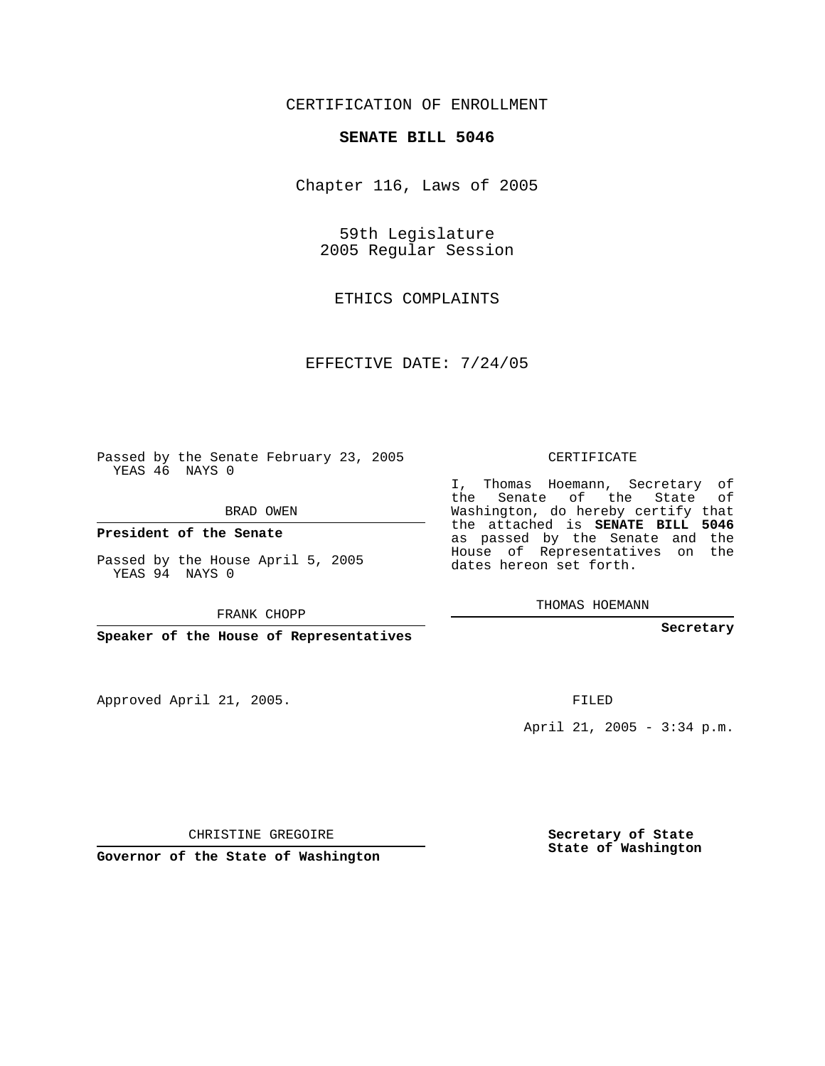CERTIFICATION OF ENROLLMENT

**SENATE BILL 5046**

Chapter 116, Laws of 2005

59th Legislature
2005 Regular Session

ETHICS COMPLAINTS

EFFECTIVE DATE: 7/24/05

Passed by the Senate February 23, 2005
YEAS 46 NAYS 0

BRAD OWEN

**President of the Senate**

Passed by the House April 5, 2005
YEAS 94 NAYS 0

FRANK CHOPP

**Speaker of the House of Representatives**

CERTIFICATE

I, Thomas Hoemann, Secretary of the Senate of the State of Washington, do hereby certify that the attached is **SENATE BILL 5046** as passed by the Senate and the House of Representatives on the dates hereon set forth.

THOMAS HOEMANN

**Secretary**

Approved April 21, 2005.

FILED

April 21, 2005 - 3:34 p.m.

CHRISTINE GREGOIRE

**Governor of the State of Washington**

**Secretary of State**
**State of Washington**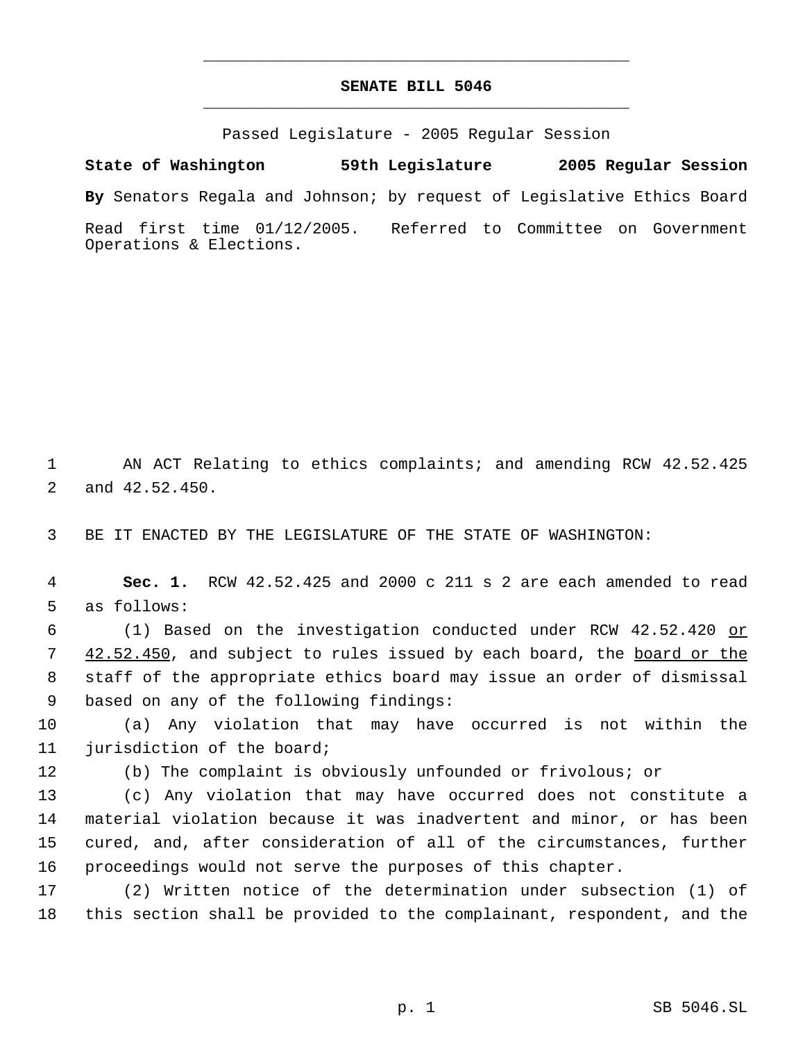# SENATE BILL 5046

Passed Legislature - 2005 Regular Session

**State of Washington 59th Legislature 2005 Regular Session**

**By** Senators Regala and Johnson; by request of Legislative Ethics Board

Read first time 01/12/2005. Referred to Committee on Government Operations & Elections.

AN ACT Relating to ethics complaints; and amending RCW 42.52.425 and 42.52.450.

BE IT ENACTED BY THE LEGISLATURE OF THE STATE OF WASHINGTON:

**Sec. 1.** RCW 42.52.425 and 2000 c 211 s 2 are each amended to read as follows:

(1) Based on the investigation conducted under RCW 42.52.420 or 42.52.450, and subject to rules issued by each board, the board or the staff of the appropriate ethics board may issue an order of dismissal based on any of the following findings:

(a) Any violation that may have occurred is not within the jurisdiction of the board;

(b) The complaint is obviously unfounded or frivolous; or

(c) Any violation that may have occurred does not constitute a material violation because it was inadvertent and minor, or has been cured, and, after consideration of all of the circumstances, further proceedings would not serve the purposes of this chapter.

(2) Written notice of the determination under subsection (1) of this section shall be provided to the complainant, respondent, and the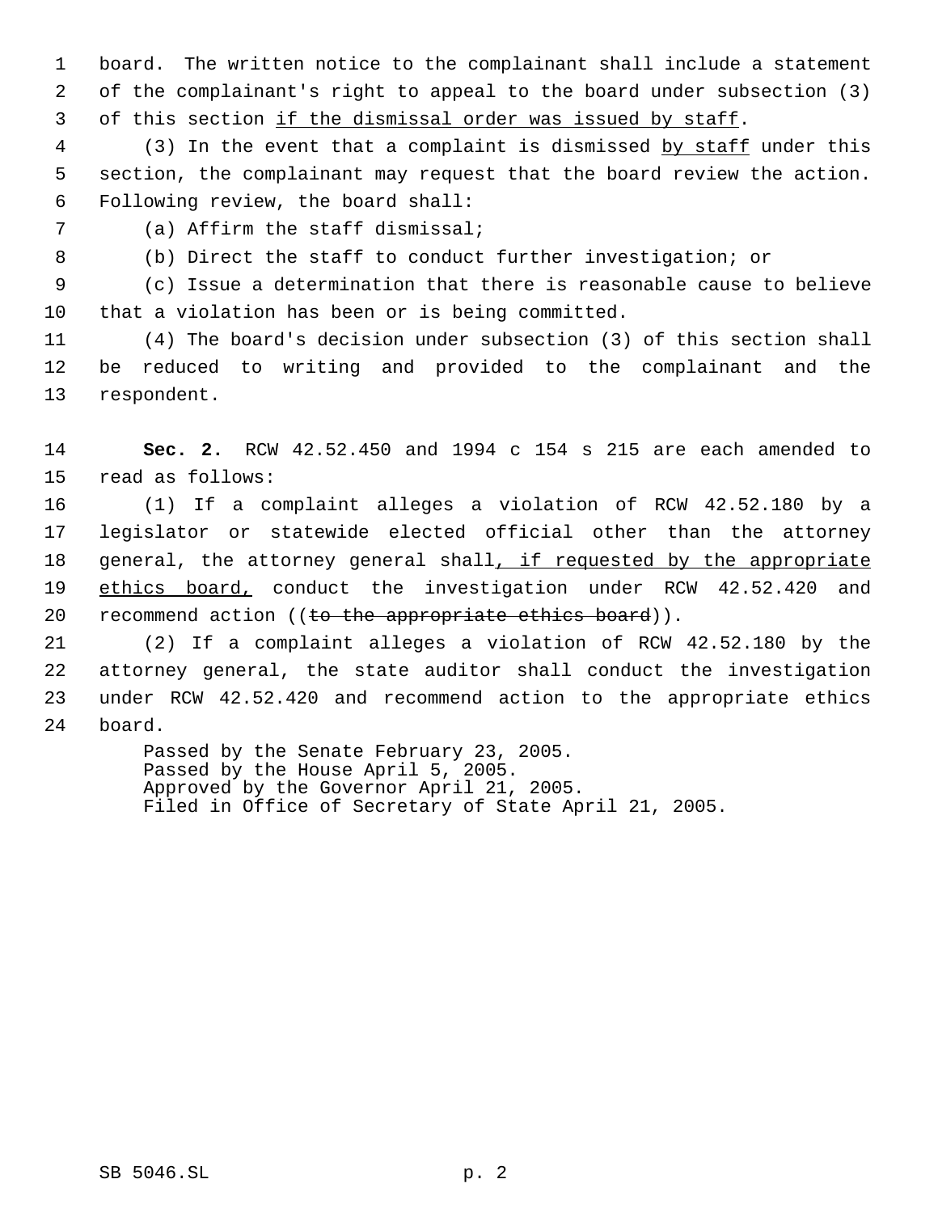board. The written notice to the complainant shall include a statement of the complainant's right to appeal to the board under subsection (3) of this section <u>if the dismissal order was issued by staff</u>.

(3) In the event that a complaint is dismissed <u>by staff</u> under this section, the complainant may request that the board review the action. Following review, the board shall:

(a) Affirm the staff dismissal;

(b) Direct the staff to conduct further investigation; or

(c) Issue a determination that there is reasonable cause to believe that a violation has been or is being committed.

(4) The board's decision under subsection (3) of this section shall be reduced to writing and provided to the complainant and the respondent.

**Sec. 2.** RCW 42.52.450 and 1994 c 154 s 215 are each amended to read as follows:

(1) If a complaint alleges a violation of RCW 42.52.180 by a legislator or statewide elected official other than the attorney general, the attorney general shall<u>, if requested by the appropriate ethics board,</u> conduct the investigation under RCW 42.52.420 and recommend action ((~~to the appropriate ethics board~~)).

(2) If a complaint alleges a violation of RCW 42.52.180 by the attorney general, the state auditor shall conduct the investigation under RCW 42.52.420 and recommend action to the appropriate ethics board.

Passed by the Senate February 23, 2005.
Passed by the House April 5, 2005.
Approved by the Governor April 21, 2005.
Filed in Office of Secretary of State April 21, 2005.